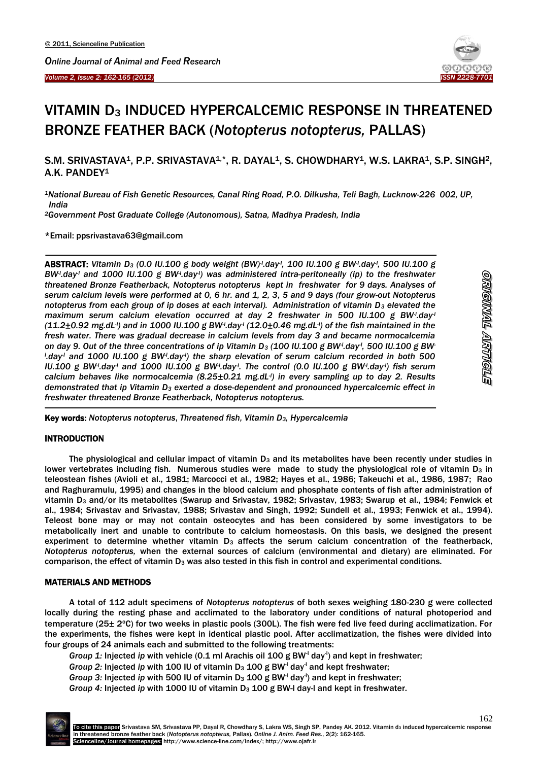# VITAMIN $D_3$ INDUCED HYPERCALCEMIC RESPONSE IN THREATENED BRONZE FEATHER BACK (*Notopterus notopterus,* PALLAS)

S.M. SRIVASTAVA[1], P.P. SRIVASTAVA[1,*], R. DAYAL[1], S. CHOWDHARY[1], W.S. LAKRA[1], S.P. SINGH[2], A.K. PANDEY[1]

[1]*National Bureau of Fish Genetic Resources, Canal Ring Road, P.O. Dilkusha, Teli Bagh, Lucknow-226 002, UP, India*

[2]*Government Post Graduate College (Autonomous), Satna, Madhya Pradesh, India*

*Email: ppsrivastava63@gmail.com

**ABSTRACT:** *Vitamin $D_3$ (0.0 IU.100 g body weight (BW)$^{-1}$.day$^{-1}$, 100 IU.100 g BW$^{-1}$.day$^{-1}$, 500 IU.100 g BW$^{-1}$.day$^{-1}$ and 1000 IU.100 g BW$^{-1}$.day$^{-1}$) was administered intra-peritoneally (ip) to the freshwater threatened Bronze Featherback, Notopterus notopterus kept in freshwater for 9 days. Analyses of serum calcium levels were performed at 0, 6 hr. and 1, 2, 3, 5 and 9 days (four grow-out Notopterus notopterus from each group of ip doses at each interval). Administration of vitamin $D_3$ elevated the maximum serum calcium elevation occurred at day 2 freshwater in 500 IU.100 g BW$^{-1}$.day$^{-1}$ (11.2±0.92 mg.dL$^{-1}$) and in 1000 IU.100 g BW$^{-1}$.day$^{-1}$ (12.0±0.46 mg.dL$^{-1}$) of the fish maintained in the fresh water. There was gradual decrease in calcium levels from day 3 and became normocalcemia on day 9. Out of the three concentrations of ip Vitamin $D_3$ (100 IU.100 g BW$^{-1}$.day$^{-1}$, 500 IU.100 g BW$^{-1}$.day$^{-1}$ and 1000 IU.100 g BW$^{-1}$.day$^{-1}$) the sharp elevation of serum calcium recorded in both 500 IU.100 g BW$^{-1}$.day$^{-1}$ and 1000 IU.100 g BW$^{-1}$.day$^{-1}$. The control (0.0 IU.100 g BW$^{-1}$.day$^{-1}$) fish serum calcium behaves like normocalcemia (8.25±0.21 mg.dL$^{-1}$) in every sampling up to day 2. Results demonstrated that ip Vitamin $D_3$ exerted a dose-dependent and pronounced hypercalcemic effect in freshwater threatened Bronze Featherback, Notopterus notopterus.*

ORIGINAL ARTICLE

**Key words:** *Notopterus notopterus, Threatened fish, Vitamin $D_3$, Hypercalcemia*

## INTRODUCTION

The physiological and cellular impact of vitamin $D_3$ and its metabolites have been recently under studies in lower vertebrates including fish. Numerous studies were made to study the physiological role of vitamin $D_3$ in teleostean fishes (Avioli et al., 1981; Marcocci et al., 1982; Hayes et al., 1986; Takeuchi et al., 1986, 1987; Rao and Raghuramulu, 1995) and changes in the blood calcium and phosphate contents of fish after administration of vitamin $D_3$ and/or its metabolites (Swarup and Srivastav, 1982; Srivastav, 1983; Swarup et al., 1984; Fenwick et al., 1984; Srivastav and Srivastav, 1988; Srivastav and Singh, 1992; Sundell et al., 1993; Fenwick et al., 1994). Teleost bone may or may not contain osteocytes and has been considered by some investigators to be metabolically inert and unable to contribute to calcium homeostasis. On this basis, we designed the present experiment to determine whether vitamin $D_3$ affects the serum calcium concentration of the featherback, *Notopterus notopterus,* when the external sources of calcium (environmental and dietary) are eliminated. For comparison, the effect of vitamin $D_3$ was also tested in this fish in control and experimental conditions.

## MATERIALS AND METHODS

A total of 112 adult specimens of *Notopterus notopterus* of both sexes weighing 180-230 g were collected locally during the resting phase and acclimated to the laboratory under conditions of natural photoperiod and temperature (25± 2ºC) for two weeks in plastic pools (300L). The fish were fed live feed during acclimatization. For the experiments, the fishes were kept in identical plastic pool. After acclimatization, the fishes were divided into four groups of 24 animals each and submitted to the following treatments:

*Group 1:* Injected *ip* with vehicle (0.1 ml Arachis oil 100 g BW$^{-1}$ day$^{-1}$) and kept in freshwater;

*Group 2:* Injected *ip* with 100 IU of vitamin $D_3$ 100 g BW$^{-1}$ day$^{-1}$ and kept freshwater;

*Group 3:* Injected *ip* with 500 IU of vitamin $D_3$ 100 g BW$^{-1}$ day$^{-1}$) and kept in freshwater;

*Group 4:* Injected *ip* with 1000 IU of vitamin $D_3$ 100 g BW-l day-l and kept in freshwater.

**To cite this paper** Srivastava SM, Srivastava PP, Dayal R, Chowdhary S, Lakra WS, Singh SP, Pandey AK. 2012. Vitamin d3 induced hypercalcemic response in threatened bronze feather back (*Notopterus notopterus,* Pallas). *Online J. Anim. Feed Res.*, 2(2): 162-165.
Scienceline/Journal homepages: http://www.science-line.com/index/; http://www.ojafr.ir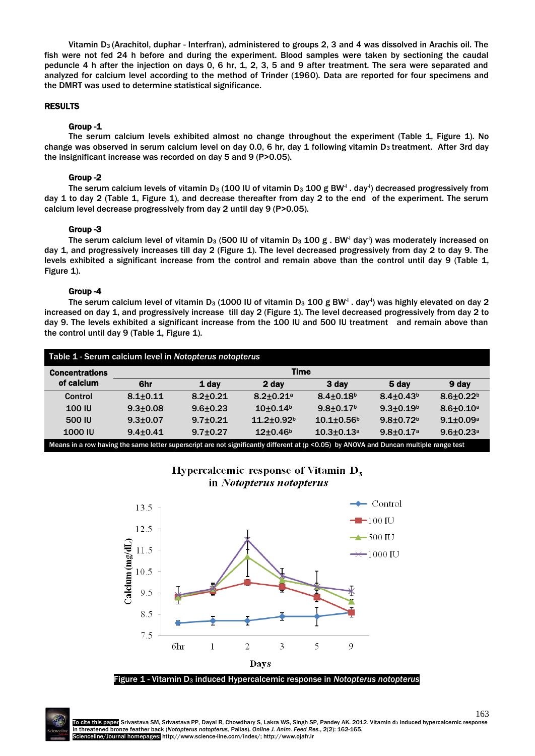Vitamin $D_3$ (Arachitol, duphar - Interfran), administered to groups 2, 3 and 4 was dissolved in Arachis oil. The fish were not fed 24 h before and during the experiment. Blood samples were taken by sectioning the caudal peduncle 4 h after the injection on days 0, 6 hr, 1, 2, 3, 5 and 9 after treatment. The sera were separated and analyzed for calcium level according to the method of Trinder (1960). Data are reported for four specimens and the DMRT was used to determine statistical significance.

## RESULTS

### Group -1

The serum calcium levels exhibited almost no change throughout the experiment (Table 1, Figure 1). No change was observed in serum calcium level on day 0.0, 6 hr, day 1 following vitamin $D_3$ treatment. After 3rd day the insignificant increase was recorded on day 5 and 9 ($P>0.05$).

### Group -2

The serum calcium levels of vitamin $D_3$ (100 IU of vitamin $D_3$ 100 g $BW^{-1}$ . $day^{-1}$) decreased progressively from day 1 to day 2 (Table 1, Figure 1), and decrease thereafter from day 2 to the end of the experiment. The serum calcium level decrease progressively from day 2 until day 9 ($P>0.05$).

### Group -3

The serum calcium level of vitamin $D_3$ (500 IU of vitamin $D_3$ 100 g . $BW^{-1}$ $day^{-1}$) was moderately increased on day 1, and progressively increases till day 2 (Figure 1). The level decreased progressively from day 2 to day 9. The levels exhibited a significant increase from the control and remain above than the control until day 9 (Table 1, Figure 1).

### Group -4

The serum calcium level of vitamin $D_3$ (1000 IU of vitamin $D_3$ 100 g $BW^{-1}$ . $day^{-1}$) was highly elevated on day 2 increased on day 1, and progressively increase till day 2 (Figure 1). The level decreased progressively from day 2 to day 9. The levels exhibited a significant increase from the 100 IU and 500 IU treatment and remain above than the control until day 9 (Table 1, Figure 1).

**Table 1 - Serum calcium level in *Notopterus notopterus***

| Concentrations of calcium | Time | | | | | |
|---|---|---|---|---|---|---|
| | 6hr | 1 day | 2 day | 3 day | 5 day | 9 day |
| Control | 8.1±0.11 | 8.2±0.21 | 8.2±0.21[a] | 8.4±0.18[b] | 8.4±0.43[b] | 8.6±0.22[b] |
| 100 IU | 9.3±0.08 | 9.6±0.23 | 10±0.14[b] | 9.8±0.17[b] | 9.3±0.19[b] | 8.6±0.10[a] |
| 500 IU | 9.3±0.07 | 9.7±0.21 | 11.2±0.92[b] | 10.1±0.56[b] | 9.8±0.72[b] | 9.1±0.09[a] |
| 1000 IU | 9.4±0.41 | 9.7±0.27 | 12±0.46[b] | 10.3±0.13[a] | 9.8±0.17[a] | 9.6±0.23[a] |

Means in a row having the same letter superscript are not significantly different at ($p<0.05$) by ANOVA and Duncan multiple range test

Figure 1 - Vitamin $D_3$ induced Hypercalcemic response in *Notopterus notopterus*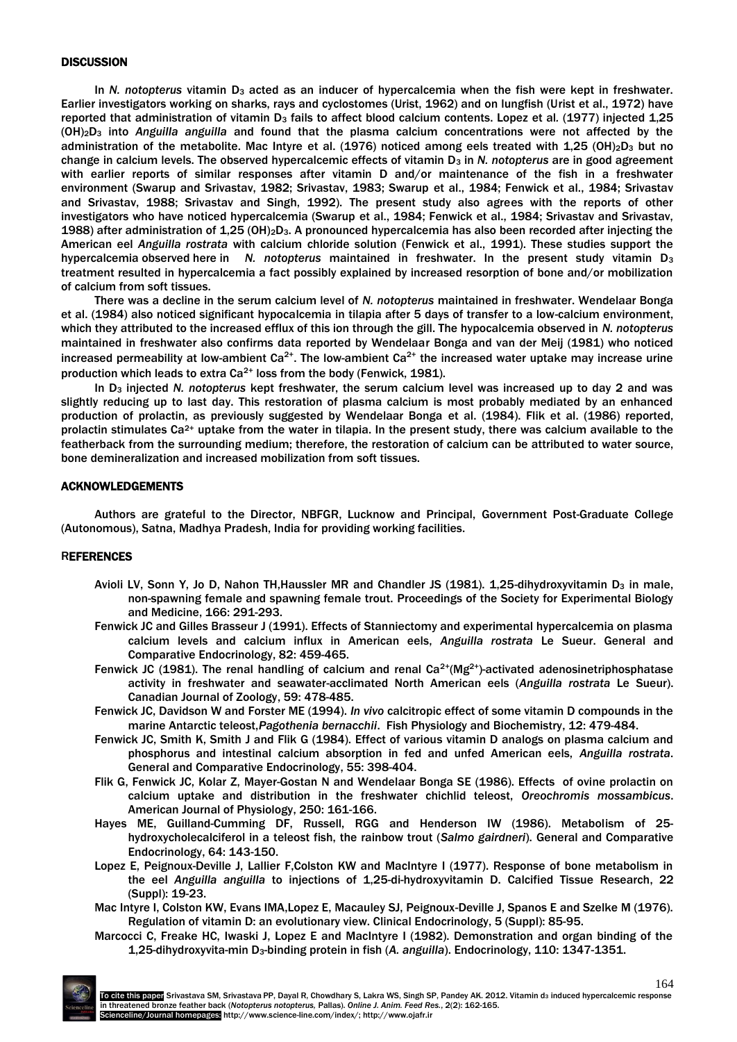## DISCUSSION

In *N. notopterus* vitamin $D_3$ acted as an inducer of hypercalcemia when the fish were kept in freshwater. Earlier investigators working on sharks, rays and cyclostomes (Urist, 1962) and on lungfish (Urist et al., 1972) have reported that administration of vitamin $D_3$ fails to affect blood calcium contents. Lopez et al. (1977) injected 1,25 $(OH)_2D_3$ into *Anguilla anguilla* and found that the plasma calcium concentrations were not affected by the administration of the metabolite. Mac Intyre et al. (1976) noticed among eels treated with 1,25 $(OH)_2D_3$ but no change in calcium levels. The observed hypercalcemic effects of vitamin $D_3$ in *N. notopterus* are in good agreement with earlier reports of similar responses after vitamin D and/or maintenance of the fish in a freshwater environment (Swarup and Srivastav, 1982; Srivastav, 1983; Swarup et al., 1984; Fenwick et al., 1984; Srivastav and Srivastav, 1988; Srivastav and Singh, 1992). The present study also agrees with the reports of other investigators who have noticed hypercalcemia (Swarup et al., 1984; Fenwick et al., 1984; Srivastav and Srivastav, 1988) after administration of 1,25 $(OH)_2D_3$. A pronounced hypercalcemia has also been recorded after injecting the American eel *Anguilla rostrata* with calcium chloride solution (Fenwick et al., 1991). These studies support the hypercalcemia observed here in *N. notopterus* maintained in freshwater. In the present study vitamin $D_3$ treatment resulted in hypercalcemia a fact possibly explained by increased resorption of bone and/or mobilization of calcium from soft tissues.

There was a decline in the serum calcium level of *N. notopterus* maintained in freshwater. Wendelaar Bonga et al. (1984) also noticed significant hypocalcemia in tilapia after 5 days of transfer to a low-calcium environment, which they attributed to the increased efflux of this ion through the gill. The hypocalcemia observed in *N. notopterus* maintained in freshwater also confirms data reported by Wendelaar Bonga and van der Meij (1981) who noticed increased permeability at low-ambient $Ca^{2+}$. The low-ambient $Ca^{2+}$ the increased water uptake may increase urine production which leads to extra $Ca^{2+}$ loss from the body (Fenwick, 1981).

In $D_3$ injected *N. notopterus* kept freshwater, the serum calcium level was increased up to day 2 and was slightly reducing up to last day. This restoration of plasma calcium is most probably mediated by an enhanced production of prolactin, as previously suggested by Wendelaar Bonga et al. (1984). Flik et al. (1986) reported, prolactin stimulates $Ca^{2+}$ uptake from the water in tilapia. In the present study, there was calcium available to the featherback from the surrounding medium; therefore, the restoration of calcium can be attributed to water source, bone demineralization and increased mobilization from soft tissues.

## ACKNOWLEDGEMENTS

Authors are grateful to the Director, NBFGR, Lucknow and Principal, Government Post-Graduate College (Autonomous), Satna, Madhya Pradesh, India for providing working facilities.

## REFERENCES

Avioli LV, Sonn Y, Jo D, Nahon TH,Haussler MR and Chandler JS (1981). 1,25-dihydroxyvitamin $D_3$ in male, non-spawning female and spawning female trout. Proceedings of the Society for Experimental Biology and Medicine, 166: 291-293.

Fenwick JC and Gilles Brasseur J (1991). Effects of Stanniectomy and experimental hypercalcemia on plasma calcium levels and calcium influx in American eels, *Anguilla rostrata* Le Sueur. General and Comparative Endocrinology, 82: 459-465.

Fenwick JC (1981). The renal handling of calcium and renal $Ca^{2+}(Mg^{2+})$-activated adenosinetriphosphatase activity in freshwater and seawater-acclimated North American eels (*Anguilla rostrata* Le Sueur). Canadian Journal of Zoology, 59: 478-485.

Fenwick JC, Davidson W and Forster ME (1994). *In vivo* calcitropic effect of some vitamin D compounds in the marine Antarctic teleost,*Pagothenia bernacchii*. Fish Physiology and Biochemistry, 12: 479-484.

Fenwick JC, Smith K, Smith J and Flik G (1984). Effect of various vitamin D analogs on plasma calcium and phosphorus and intestinal calcium absorption in fed and unfed American eels, *Anguilla rostrata*. General and Comparative Endocrinology, 55: 398-404.

Flik G, Fenwick JC, Kolar Z, Mayer-Gostan N and Wendelaar Bonga SE (1986). Effects of ovine prolactin on calcium uptake and distribution in the freshwater chichlid teleost, *Oreochromis mossambicus*. American Journal of Physiology, 250: 161-166.

Hayes ME, Guilland-Cumming DF, Russell, RGG and Henderson IW (1986). Metabolism of 25-hydroxycholecalciferol in a teleost fish, the rainbow trout (*Salmo gairdneri*). General and Comparative Endocrinology, 64: 143-150.

Lopez E, Peignoux-Deville J, Lallier F,Colston KW and MacIntyre I (1977). Response of bone metabolism in the eel *Anguilla anguilla* to injections of 1,25-di-hydroxyvitamin D. Calcified Tissue Research, 22 (Suppl): 19-23.

Mac Intyre I, Colston KW, Evans IMA,Lopez E, Macauley SJ, Peignoux-Deville J, Spanos E and Szelke M (1976). Regulation of vitamin D: an evolutionary view. Clinical Endocrinology, 5 (Suppl): 85-95.

Marcocci C, Freake HC, Iwaski J, Lopez E and MacIntyre I (1982). Demonstration and organ binding of the 1,25-dihydroxyvita-min $D_3$-binding protein in fish (*A. anguilla*). Endocrinology, 110: 1347-1351.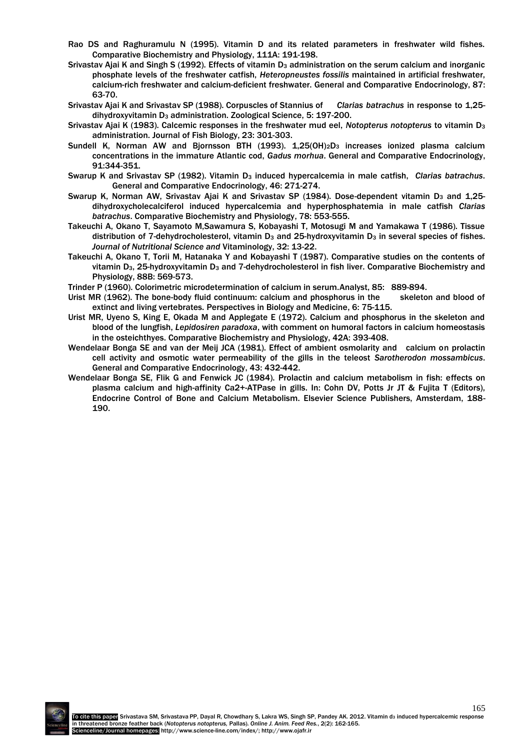Rao DS and Raghuramulu N (1995). Vitamin D and its related parameters in freshwater wild fishes. Comparative Biochemistry and Physiology, 111A: 191-198.

Srivastav Ajai K and Singh S (1992). Effects of vitamin $D_3$ administration on the serum calcium and inorganic phosphate levels of the freshwater catfish, *Heteropneustes fossilis* maintained in artificial freshwater, calcium-rich freshwater and calcium-deficient freshwater. General and Comparative Endocrinology, 87: 63-70.

Srivastav Ajai K and Srivastav SP (1988). Corpuscles of Stannius of *Clarias batrachus* in response to 1,25-dihydroxyvitamin $D_3$ administration. Zoological Science, 5: 197-200.

Srivastav Ajai K (1983). Calcemic responses in the freshwater mud eel, *Notopterus notopterus* to vitamin $D_3$ administration. Journal of Fish Biology, 23: 301-303.

Sundell K, Norman AW and Bjornsson BTH (1993). 1,25$(OH)_2D_3$ increases ionized plasma calcium concentrations in the immature Atlantic cod, *Gadus morhua*. General and Comparative Endocrinology, 91:344-351.

Swarup K and Srivastav SP (1982). Vitamin $D_3$ induced hypercalcemia in male catfish, *Clarias batrachus*. General and Comparative Endocrinology, 46: 271-274.

Swarup K, Norman AW, Srivastav Ajai K and Srivastav SP (1984). Dose-dependent vitamin $D_3$ and 1,25-dihydroxycholecalciferol induced hypercalcemia and hyperphosphatemia in male catfish *Clarias batrachus*. Comparative Biochemistry and Physiology, 78: 553-555.

Takeuchi A, Okano T, Sayamoto M,Sawamura S, Kobayashi T, Motosugi M and Yamakawa T (1986). Tissue distribution of 7-dehydrocholesterol, vitamin $D_3$ and 25-hydroxyvitamin $D_3$ in several species of fishes. *Journal of Nutritional Science and* Vitaminology, 32: 13-22.

Takeuchi A, Okano T, Torii M, Hatanaka Y and Kobayashi T (1987). Comparative studies on the contents of vitamin $D_3$, 25-hydroxyvitamin $D_3$ and 7-dehydrocholesterol in fish liver. Comparative Biochemistry and Physiology, 88B: 569-573.

Trinder P (1960). Colorimetric microdetermination of calcium in serum.Analyst, 85: 889-894.

Urist MR (1962). The bone-body fluid continuum: calcium and phosphorus in the skeleton and blood of extinct and living vertebrates. Perspectives in Biology and Medicine, 6: 75-115.

Urist MR, Uyeno S, King E, Okada M and Applegate E (1972). Calcium and phosphorus in the skeleton and blood of the lungfish, *Lepidosiren paradoxa*, with comment on humoral factors in calcium homeostasis in the osteichthyes. Comparative Biochemistry and Physiology, 42A: 393-408.

Wendelaar Bonga SE and van der Meij JCA (1981). Effect of ambient osmolarity and calcium on prolactin cell activity and osmotic water permeability of the gills in the teleost *Sarotherodon mossambicus*. General and Comparative Endocrinology, 43: 432-442.

Wendelaar Bonga SE, Flik G and Fenwick JC (1984). Prolactin and calcium metabolism in fish: effects on plasma calcium and high-affinity $Ca^{2+}$-ATPase in gills. In: Cohn DV, Potts Jr JT & Fujita T (Editors), Endocrine Control of Bone and Calcium Metabolism. Elsevier Science Publishers, Amsterdam, 188-190.